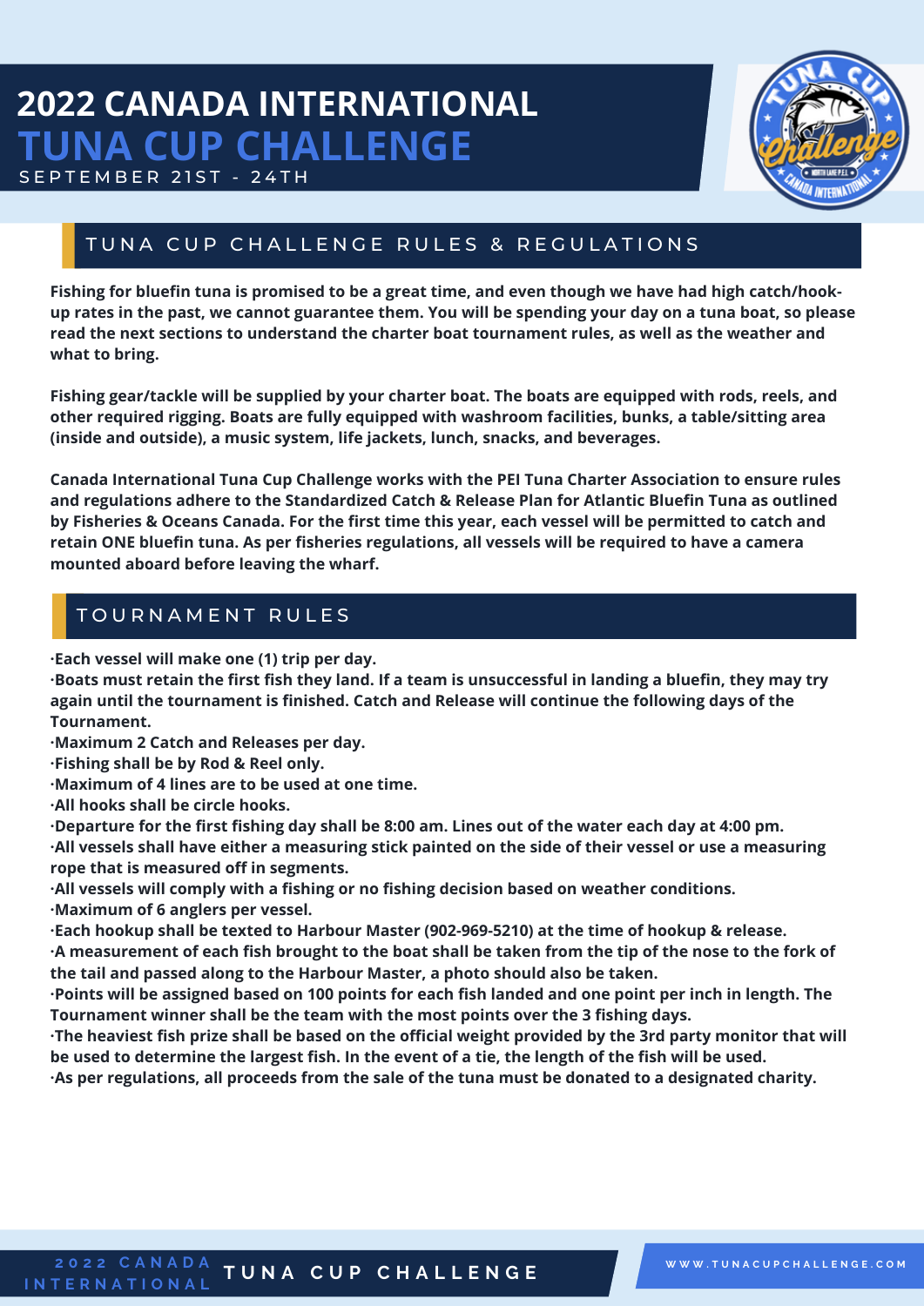# 2022 CANADA INTERNATIONAL TUNA CUP CHALLENGE

SEPTEMBER 21ST - 24TH

## TUNA CUP CHALLENGE RULES & REGULATIONS

**Fishing for bluefin tuna is promised to be a great time, and even though we have had high catch/hook-up rates in the past, we cannot guarantee them. You will be spending your day on a tuna boat, so please read the next sections to understand the charter boat tournament rules, as well as the weather and what to bring.**

**Fishing gear/tackle will be supplied by your charter boat. The boats are equipped with rods, reels, and other required rigging. Boats are fully equipped with washroom facilities, bunks, a table/sitting area (inside and outside), a music system, life jackets, lunch, snacks, and beverages.**

**Canada International Tuna Cup Challenge works with the PEI Tuna Charter Association to ensure rules and regulations adhere to the Standardized Catch & Release Plan for Atlantic Bluefin Tuna as outlined by Fisheries & Oceans Canada. For the first time this year, each vessel will be permitted to catch and retain ONE bluefin tuna. As per fisheries regulations, all vessels will be required to have a camera mounted aboard before leaving the wharf.**

## TOURNAMENT RULES

- **Each vessel will make one (1) trip per day.**
- **Boats must retain the first fish they land. If a team is unsuccessful in landing a bluefin, they may try again until the tournament is finished. Catch and Release will continue the following days of the Tournament.**
- **Maximum 2 Catch and Releases per day.**
- **Fishing shall be by Rod & Reel only.**
- **Maximum of 4 lines are to be used at one time.**
- **All hooks shall be circle hooks.**
- **Departure for the first fishing day shall be 8:00 am. Lines out of the water each day at 4:00 pm.**
- **All vessels shall have either a measuring stick painted on the side of their vessel or use a measuring rope that is measured off in segments.**
- **All vessels will comply with a fishing or no fishing decision based on weather conditions.**
- **Maximum of 6 anglers per vessel.**
- **Each hookup shall be texted to Harbour Master (902-969-5210) at the time of hookup & release.**
- **A measurement of each fish brought to the boat shall be taken from the tip of the nose to the fork of the tail and passed along to the Harbour Master, a photo should also be taken.**
- **Points will be assigned based on 100 points for each fish landed and one point per inch in length. The Tournament winner shall be the team with the most points over the 3 fishing days.**
- **The heaviest fish prize shall be based on the official weight provided by the 3rd party monitor that will be used to determine the largest fish. In the event of a tie, the length of the fish will be used.**
- **As per regulations, all proceeds from the sale of the tuna must be donated to a designated charity.**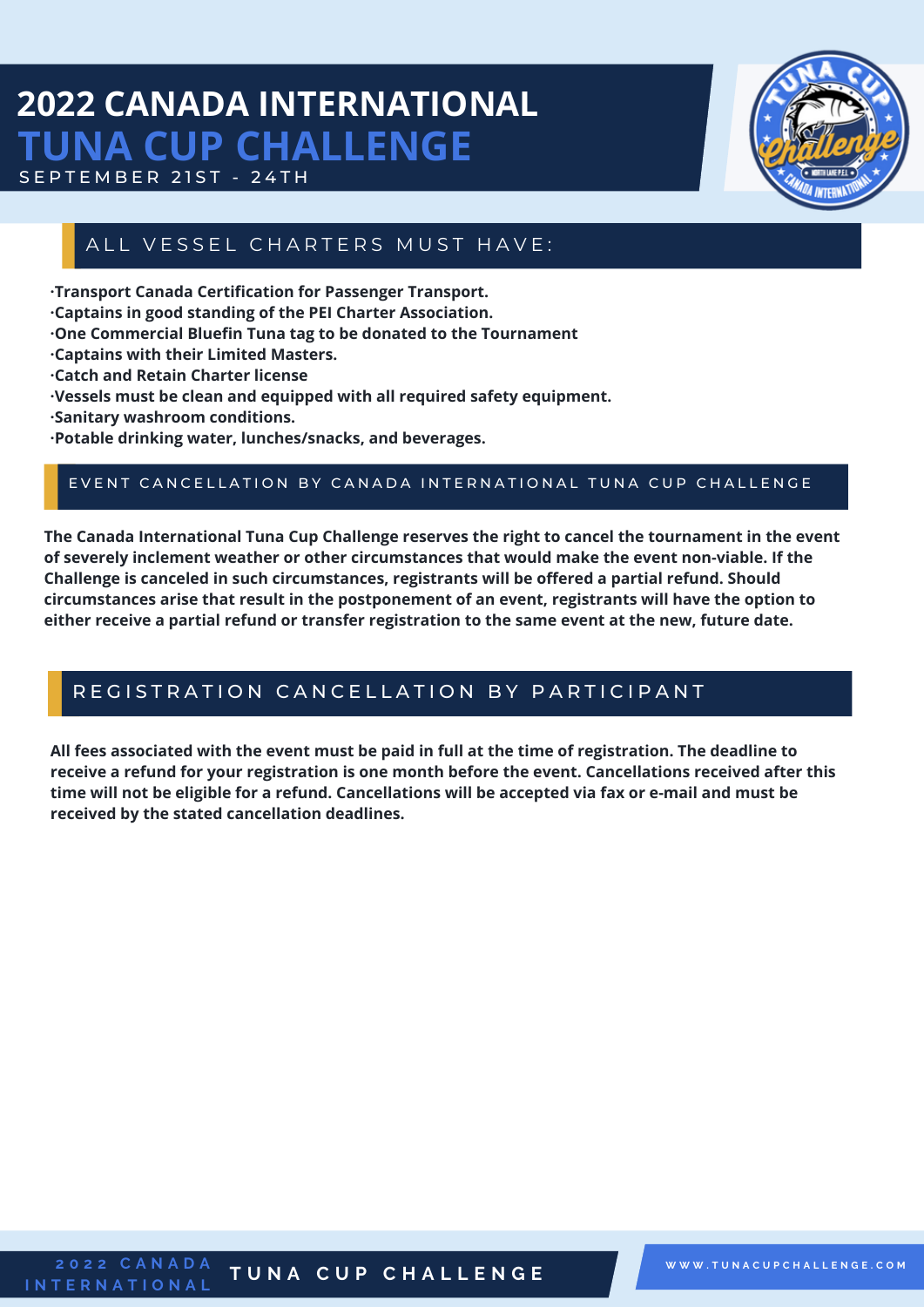# 2022 CANADA INTERNATIONAL TUNA CUP CHALLENGE

SEPTEMBER 21ST - 24TH

## ALL VESSEL CHARTERS MUST HAVE:

- **Transport Canada Certification for Passenger Transport.**
- **Captains in good standing of the PEI Charter Association.**
- **One Commercial Bluefin Tuna tag to be donated to the Tournament**
- **Captains with their Limited Masters.**
- **Catch and Retain Charter license**
- **Vessels must be clean and equipped with all required safety equipment.**
- **Sanitary washroom conditions.**
- **Potable drinking water, lunches/snacks, and beverages.**

## EVENT CANCELLATION BY CANADA INTERNATIONAL TUNA CUP CHALLENGE

**The Canada International Tuna Cup Challenge reserves the right to cancel the tournament in the event of severely inclement weather or other circumstances that would make the event non-viable. If the Challenge is canceled in such circumstances, registrants will be offered a partial refund. Should circumstances arise that result in the postponement of an event, registrants will have the option to either receive a partial refund or transfer registration to the same event at the new, future date.**

## REGISTRATION CANCELLATION BY PARTICIPANT

**All fees associated with the event must be paid in full at the time of registration. The deadline to receive a refund for your registration is one month before the event. Cancellations received after this time will not be eligible for a refund. Cancellations will be accepted via fax or e-mail and must be received by the stated cancellation deadlines.**